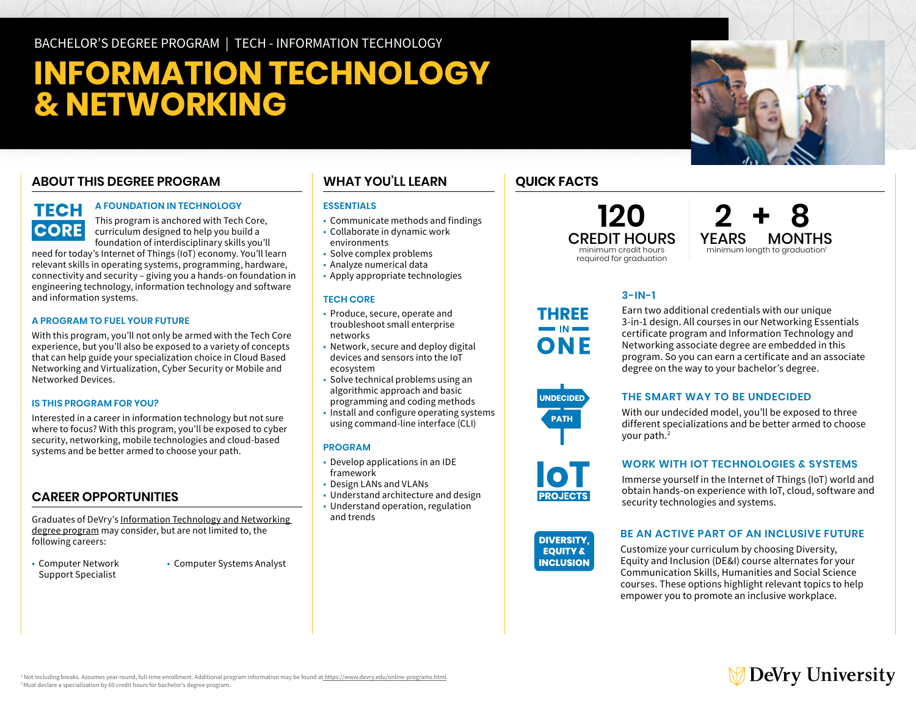BACHELOR'S DEGREE PROGRAM | TECH - INFORMATION TECHNOLOGY

# INFORMATION TECHNOLOGY & NETWORKING

## ABOUT THIS DEGREE PROGRAM

TECH CORE

### A FOUNDATION IN TECHNOLOGY

This program is anchored with Tech Core, curriculum designed to help you build a foundation of interdisciplinary skills you'll need for today's Internet of Things (IoT) economy. You'll learn relevant skills in operating systems, programming, hardware, connectivity and security – giving you a hands-on foundation in engineering technology, information technology and software and information systems.

### A PROGRAM TO FUEL YOUR FUTURE

With this program, you'll not only be armed with the Tech Core experience, but you'll also be exposed to a variety of concepts that can help guide your specialization choice in Cloud Based Networking and Virtualization, Cyber Security or Mobile and Networked Devices.

### IS THIS PROGRAM FOR YOU?

Interested in a career in information technology but not sure where to focus? With this program, you'll be exposed to cyber security, networking, mobile technologies and cloud-based systems and be better armed to choose your path.

## CAREER OPPORTUNITIES

Graduates of DeVry's Information Technology and Networking degree program may consider, but are not limited to, the following careers:

- Computer Network Support Specialist
- Computer Systems Analyst

## WHAT YOU'LL LEARN

### ESSENTIALS

- Communicate methods and findings
- Collaborate in dynamic work environments
- Solve complex problems
- Analyze numerical data
- Apply appropriate technologies

### TECH CORE

- Produce, secure, operate and troubleshoot small enterprise networks
- Network, secure and deploy digital devices and sensors into the IoT ecosystem
- Solve technical problems using an algorithmic approach and basic programming and coding methods
- Install and configure operating systems using command-line interface (CLI)

### PROGRAM

- Develop applications in an IDE framework
- Design LANs and VLANs
- Understand architecture and design
- Understand operation, regulation and trends

## QUICK FACTS

**120 CREDIT HOURS**
minimum credit hours required for graduation

**2 YEARS + 8 MONTHS**
minimum length to graduation[1]

THREE IN ONE

### 3-IN-1

Earn two additional credentials with our unique 3-in-1 design. All courses in our Networking Essentials certificate program and Information Technology and Networking associate degree are embedded in this program. So you can earn a certificate and an associate degree on the way to your bachelor's degree.

UNDECIDED PATH

### THE SMART WAY TO BE UNDECIDED

With our undecided model, you'll be exposed to three different specializations and be better armed to choose your path.[2]

IoT PROJECTS

### WORK WITH IOT TECHNOLOGIES & SYSTEMS

Immerse yourself in the Internet of Things (IoT) world and obtain hands-on experience with IoT, cloud, software and security technologies and systems.

DIVERSITY, EQUITY & INCLUSION

### BE AN ACTIVE PART OF AN INCLUSIVE FUTURE

Customize your curriculum by choosing Diversity, Equity and Inclusion (DE&I) course alternates for your Communication Skills, Humanities and Social Science courses. These options highlight relevant topics to help empower you to promote an inclusive workplace.

[1] Not including breaks. Assumes year-round, full-time enrollment. Additional program information may be found at https://www.devry.edu/online-programs.html.
[2] Must declare a specialization by 60 credit hours for bachelor's degree program.

DeVry University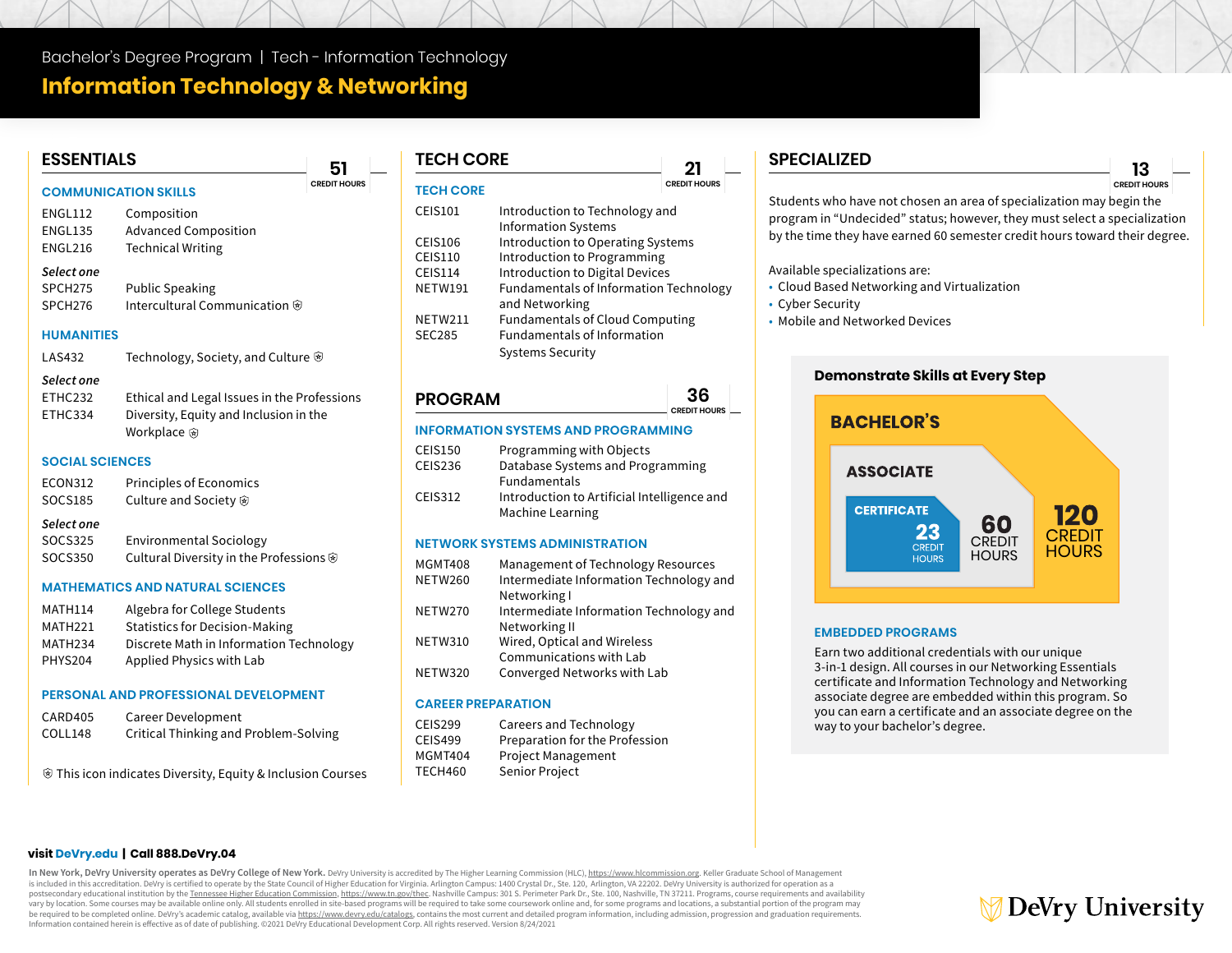Bachelor's Degree Program | Tech - Information Technology

# Information Technology & Networking

## ESSENTIALS

**51** CREDIT HOURS

### COMMUNICATION SKILLS

| | |
|---|---|
| ENGL112 | Composition |
| ENGL135 | Advanced Composition |
| ENGL216 | Technical Writing |

*Select one*

| | |
|---|---|
| SPCH275 | Public Speaking |
| SPCH276 | Intercultural Communication ⊛ |

### HUMANITIES

| | |
|---|---|
| LAS432 | Technology, Society, and Culture ⊛ |

*Select one*

| | |
|---|---|
| ETHC232 | Ethical and Legal Issues in the Professions |
| ETHC334 | Diversity, Equity and Inclusion in the Workplace ⊛ |

### SOCIAL SCIENCES

| | |
|---|---|
| ECON312 | Principles of Economics |
| SOCS185 | Culture and Society ⊛ |

*Select one*

| | |
|---|---|
| SOCS325 | Environmental Sociology |
| SOCS350 | Cultural Diversity in the Professions ⊛ |

### MATHEMATICS AND NATURAL SCIENCES

| | |
|---|---|
| MATH114 | Algebra for College Students |
| MATH221 | Statistics for Decision-Making |
| MATH234 | Discrete Math in Information Technology |
| PHYS204 | Applied Physics with Lab |

### PERSONAL AND PROFESSIONAL DEVELOPMENT

| | |
|---|---|
| CARD405 | Career Development |
| COLL148 | Critical Thinking and Problem-Solving |

⊛ This icon indicates Diversity, Equity & Inclusion Courses

## TECH CORE

**21** CREDIT HOURS

### TECH CORE

| | |
|---|---|
| CEIS101 | Introduction to Technology and Information Systems |
| CEIS106 | Introduction to Operating Systems |
| CEIS110 | Introduction to Programming |
| CEIS114 | Introduction to Digital Devices |
| NETW191 | Fundamentals of Information Technology and Networking |
| NETW211 | Fundamentals of Cloud Computing |
| SEC285 | Fundamentals of Information Systems Security |

## PROGRAM

**36** CREDIT HOURS

### INFORMATION SYSTEMS AND PROGRAMMING

| | |
|---|---|
| CEIS150 | Programming with Objects |
| CEIS236 | Database Systems and Programming Fundamentals |
| CEIS312 | Introduction to Artificial Intelligence and Machine Learning |

### NETWORK SYSTEMS ADMINISTRATION

| | |
|---|---|
| MGMT408 | Management of Technology Resources |
| NETW260 | Intermediate Information Technology and Networking I |
| NETW270 | Intermediate Information Technology and Networking II |
| NETW310 | Wired, Optical and Wireless Communications with Lab |
| NETW320 | Converged Networks with Lab |

### CAREER PREPARATION

| | |
|---|---|
| CEIS299 | Careers and Technology |
| CEIS499 | Preparation for the Profession |
| MGMT404 | Project Management |
| TECH460 | Senior Project |

## SPECIALIZED

**13** CREDIT HOURS

Students who have not chosen an area of specialization may begin the program in "Undecided" status; however, they must select a specialization by the time they have earned 60 semester credit hours toward their degree.

Available specializations are:

- Cloud Based Networking and Virtualization
- Cyber Security
- Mobile and Networked Devices

### Demonstrate Skills at Every Step

BACHELOR'S
120 CREDIT HOURS

ASSOCIATE
60 CREDIT HOURS

CERTIFICATE
23 CREDIT HOURS

### EMBEDDED PROGRAMS

Earn two additional credentials with our unique 3-in-1 design. All courses in our Networking Essentials certificate and Information Technology and Networking associate degree are embedded within this program. So you can earn a certificate and an associate degree on the way to your bachelor's degree.

visit DeVry.edu | Call 888.DeVry.04

In New York, DeVry University operates as DeVry College of New York. DeVry University is accredited by The Higher Learning Commission (HLC), https://www.hlcommission.org. Keller Graduate School of Management is included in this accreditation. DeVry is certified to operate by the State Council of Higher Education for Virginia. Arlington Campus: 1400 Crystal Dr., Ste. 120, Arlington, VA 22202. DeVry University is authorized for operation as a postsecondary educational institution by the Tennessee Higher Education Commission, https://www.tn.gov/thec. Nashville Campus: 301 S. Perimeter Park Dr., Ste. 100, Nashville, TN 37211. Programs, course requirements and availability vary by location. Some courses may be available online only. All students enrolled in site-based programs will be required to take some coursework online and, for some programs and locations, a substantial portion of the program may be required to be completed online. DeVry's academic catalog, available via https://www.devry.edu/catalogs, contains the most current and detailed program information, including admission, progression and graduation requirements. Information contained herein is effective as of date of publishing. ©2021 DeVry Educational Development Corp. All rights reserved. Version 8/24/2021

DeVry University